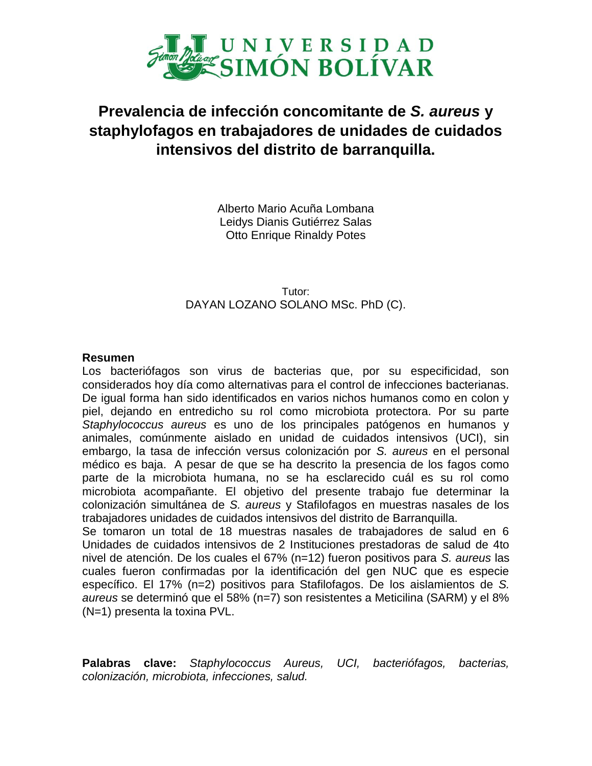UNIVERSIDAD SIMÓN BOLÍVAR

# Prevalencia de infección concomitante de *S. aureus* y staphylofagos en trabajadores de unidades de cuidados intensivos del distrito de barranquilla.

Alberto Mario Acuña Lombana
Leidys Dianis Gutiérrez Salas
Otto Enrique Rinaldy Potes

Tutor:
DAYAN LOZANO SOLANO MSc. PhD (C).

**Resumen**

Los bacteriófagos son virus de bacterias que, por su especificidad, son considerados hoy día como alternativas para el control de infecciones bacterianas. De igual forma han sido identificados en varios nichos humanos como en colon y piel, dejando en entredicho su rol como microbiota protectora. Por su parte *Staphylococcus aureus* es uno de los principales patógenos en humanos y animales, comúnmente aislado en unidad de cuidados intensivos (UCI), sin embargo, la tasa de infección versus colonización por *S. aureus* en el personal médico es baja. A pesar de que se ha descrito la presencia de los fagos como parte de la microbiota humana, no se ha esclarecido cuál es su rol como microbiota acompañante. El objetivo del presente trabajo fue determinar la colonización simultánea de *S. aureus* y Stafilofagos en muestras nasales de los trabajadores unidades de cuidados intensivos del distrito de Barranquilla.

Se tomaron un total de 18 muestras nasales de trabajadores de salud en 6 Unidades de cuidados intensivos de 2 Instituciones prestadoras de salud de 4to nivel de atención. De los cuales el 67% (n=12) fueron positivos para *S. aureus* las cuales fueron confirmadas por la identificación del gen NUC que es especie específico. El 17% (n=2) positivos para Stafilofagos. De los aislamientos de *S. aureus* se determinó que el 58% (n=7) son resistentes a Meticilina (SARM) y el 8% (N=1) presenta la toxina PVL.

**Palabras clave:** *Staphylococcus Aureus, UCI, bacteriófagos, bacterias, colonización, microbiota, infecciones, salud.*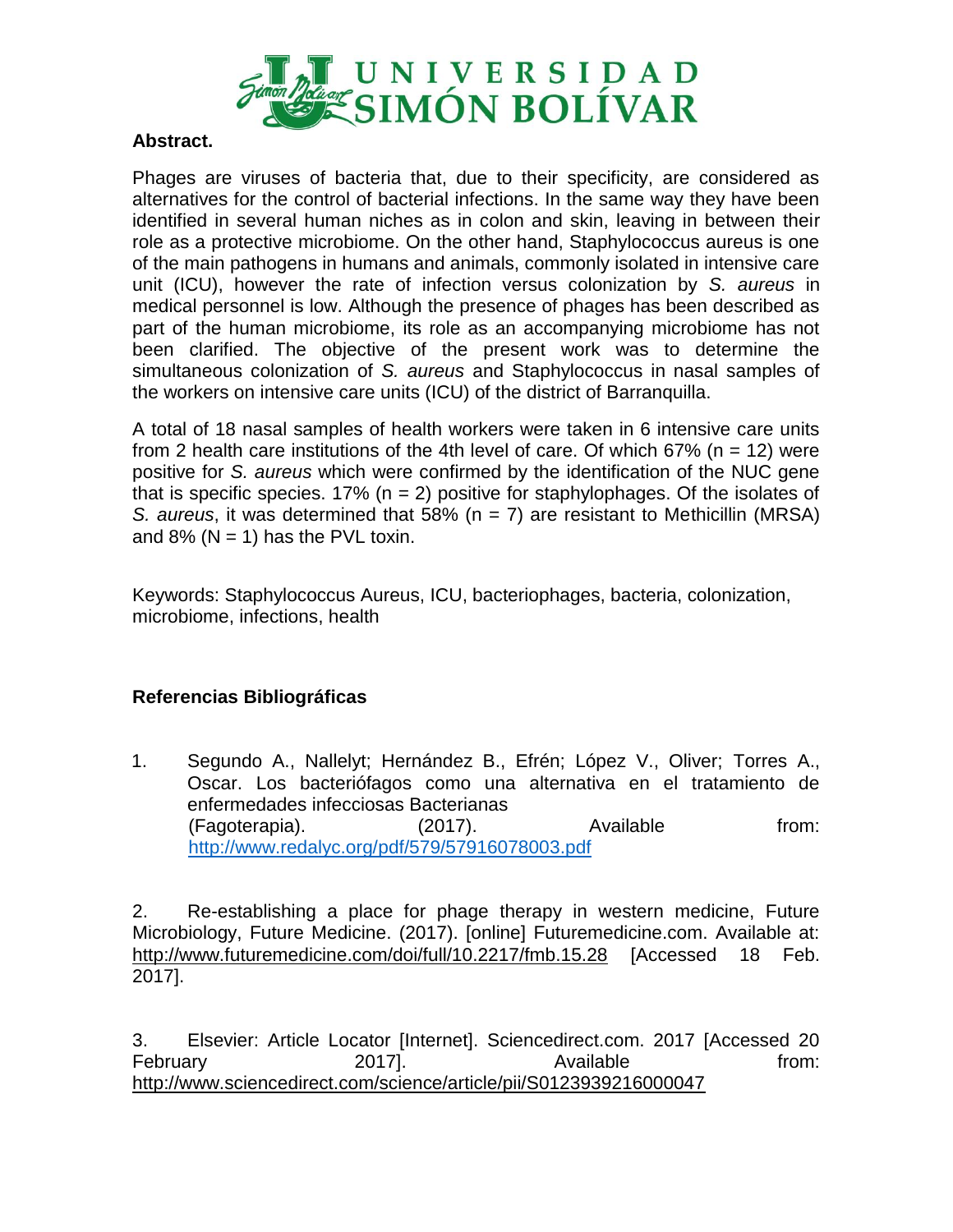**Abstract.**

Phages are viruses of bacteria that, due to their specificity, are considered as alternatives for the control of bacterial infections. In the same way they have been identified in several human niches as in colon and skin, leaving in between their role as a protective microbiome. On the other hand, Staphylococcus aureus is one of the main pathogens in humans and animals, commonly isolated in intensive care unit (ICU), however the rate of infection versus colonization by *S. aureus* in medical personnel is low. Although the presence of phages has been described as part of the human microbiome, its role as an accompanying microbiome has not been clarified. The objective of the present work was to determine the simultaneous colonization of *S. aureus* and Staphylococcus in nasal samples of the workers on intensive care units (ICU) of the district of Barranquilla.

A total of 18 nasal samples of health workers were taken in 6 intensive care units from 2 health care institutions of the 4th level of care. Of which 67% (n = 12) were positive for *S. aureus* which were confirmed by the identification of the NUC gene that is specific species. 17% (n = 2) positive for staphylophages. Of the isolates of *S. aureus*, it was determined that 58% (n = 7) are resistant to Methicillin (MRSA) and 8% (N = 1) has the PVL toxin.

Keywords: Staphylococcus Aureus, ICU, bacteriophages, bacteria, colonization, microbiome, infections, health

## Referencias Bibliográficas

1. Segundo A., Nallelyt; Hernández B., Efrén; López V., Oliver; Torres A., Oscar. Los bacteriófagos como una alternativa en el tratamiento de enfermedades infecciosas Bacterianas (Fagoterapia). (2017). Available from: http://www.redalyc.org/pdf/579/57916078003.pdf

2. Re-establishing a place for phage therapy in western medicine, Future Microbiology, Future Medicine. (2017). [online] Futuremedicine.com. Available at: http://www.futuremedicine.com/doi/full/10.2217/fmb.15.28 [Accessed 18 Feb. 2017].

3. Elsevier: Article Locator [Internet]. Sciencedirect.com. 2017 [Accessed 20 February 2017]. Available from: http://www.sciencedirect.com/science/article/pii/S0123939216000047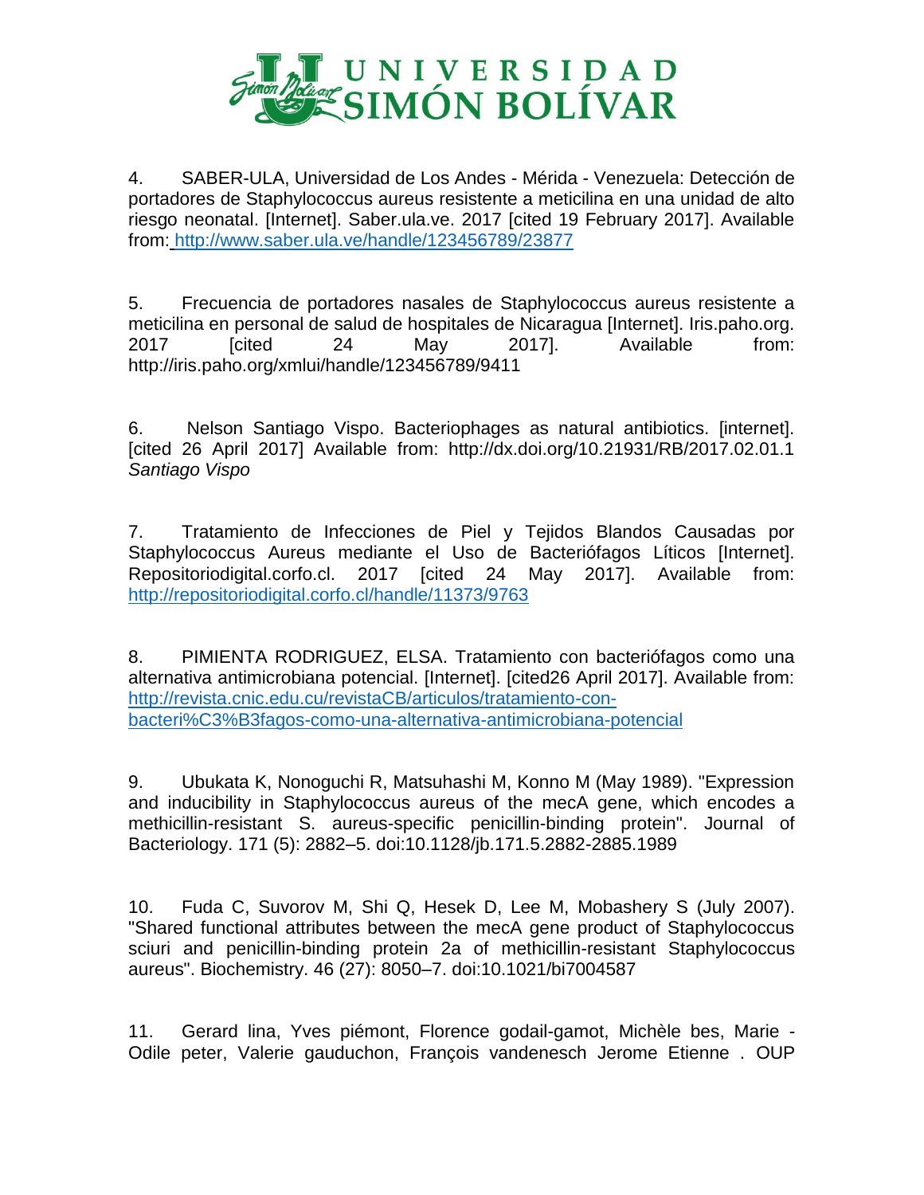4. SABER-ULA, Universidad de Los Andes - Mérida - Venezuela: Detección de portadores de Staphylococcus aureus resistente a meticilina en una unidad de alto riesgo neonatal. [Internet]. Saber.ula.ve. 2017 [cited 19 February 2017]. Available from: http://www.saber.ula.ve/handle/123456789/23877

5. Frecuencia de portadores nasales de Staphylococcus aureus resistente a meticilina en personal de salud de hospitales de Nicaragua [Internet]. Iris.paho.org. 2017 [cited 24 May 2017]. Available from: http://iris.paho.org/xmlui/handle/123456789/9411

6. Nelson Santiago Vispo. Bacteriophages as natural antibiotics. [internet]. [cited 26 April 2017] Available from: http://dx.doi.org/10.21931/RB/2017.02.01.1 *Santiago Vispo*

7. Tratamiento de Infecciones de Piel y Tejidos Blandos Causadas por Staphylococcus Aureus mediante el Uso de Bacteriófagos Líticos [Internet]. Repositoriodigital.corfo.cl. 2017 [cited 24 May 2017]. Available from: http://repositoriodigital.corfo.cl/handle/11373/9763

8. PIMIENTA RODRIGUEZ, ELSA. Tratamiento con bacteriófagos como una alternativa antimicrobiana potencial. [Internet]. [cited26 April 2017]. Available from: http://revista.cnic.edu.cu/revistaCB/articulos/tratamiento-con-bacteri%C3%B3fagos-como-una-alternativa-antimicrobiana-potencial

9. Ubukata K, Nonoguchi R, Matsuhashi M, Konno M (May 1989). "Expression and inducibility in Staphylococcus aureus of the mecA gene, which encodes a methicillin-resistant S. aureus-specific penicillin-binding protein". Journal of Bacteriology. 171 (5): 2882–5. doi:10.1128/jb.171.5.2882-2885.1989

10. Fuda C, Suvorov M, Shi Q, Hesek D, Lee M, Mobashery S (July 2007). "Shared functional attributes between the mecA gene product of Staphylococcus sciuri and penicillin-binding protein 2a of methicillin-resistant Staphylococcus aureus". Biochemistry. 46 (27): 8050–7. doi:10.1021/bi7004587

11. Gerard lina, Yves piémont, Florence godail-gamot, Michèle bes, Marie - Odile peter, Valerie gauduchon, François vandenesch Jerome Etienne . OUP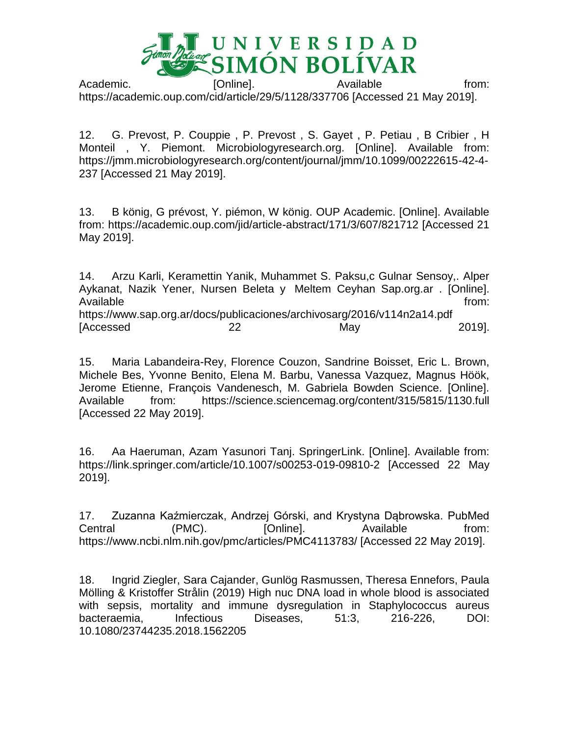Academic. [Online]. Available from: https://academic.oup.com/cid/article/29/5/1128/337706 [Accessed 21 May 2019].

12. G. Prevost, P. Couppie , P. Prevost , S. Gayet , P. Petiau , B Cribier , H Monteil , Y. Piemont. Microbiologyresearch.org. [Online]. Available from: https://jmm.microbiologyresearch.org/content/journal/jmm/10.1099/00222615-42-4-237 [Accessed 21 May 2019].

13. B könig, G prévost, Y. piémon, W könig. OUP Academic. [Online]. Available from: https://academic.oup.com/jid/article-abstract/171/3/607/821712 [Accessed 21 May 2019].

14. Arzu Karli, Keramettin Yanik, Muhammet S. Paksu,c Gulnar Sensoy,. Alper Aykanat, Nazik Yener, Nursen Beleta y Meltem Ceyhan Sap.org.ar . [Online]. Available from: https://www.sap.org.ar/docs/publicaciones/archivosarg/2016/v114n2a14.pdf [Accessed 22 May 2019].

15. Maria Labandeira-Rey, Florence Couzon, Sandrine Boisset, Eric L. Brown, Michele Bes, Yvonne Benito, Elena M. Barbu, Vanessa Vazquez, Magnus Höök, Jerome Etienne, François Vandenesch, M. Gabriela Bowden Science. [Online]. Available from: https://science.sciencemag.org/content/315/5815/1130.full [Accessed 22 May 2019].

16. Aa Haeruman, Azam Yasunori Tanj. SpringerLink. [Online]. Available from: https://link.springer.com/article/10.1007/s00253-019-09810-2 [Accessed 22 May 2019].

17. Zuzanna Kaźmierczak, Andrzej Górski, and Krystyna Dąbrowska. PubMed Central (PMC). [Online]. Available from: https://www.ncbi.nlm.nih.gov/pmc/articles/PMC4113783/ [Accessed 22 May 2019].

18. Ingrid Ziegler, Sara Cajander, Gunlög Rasmussen, Theresa Ennefors, Paula Mölling & Kristoffer Strålin (2019) High nuc DNA load in whole blood is associated with sepsis, mortality and immune dysregulation in Staphylococcus aureus bacteraemia, Infectious Diseases, 51:3, 216-226, DOI: 10.1080/23744235.2018.1562205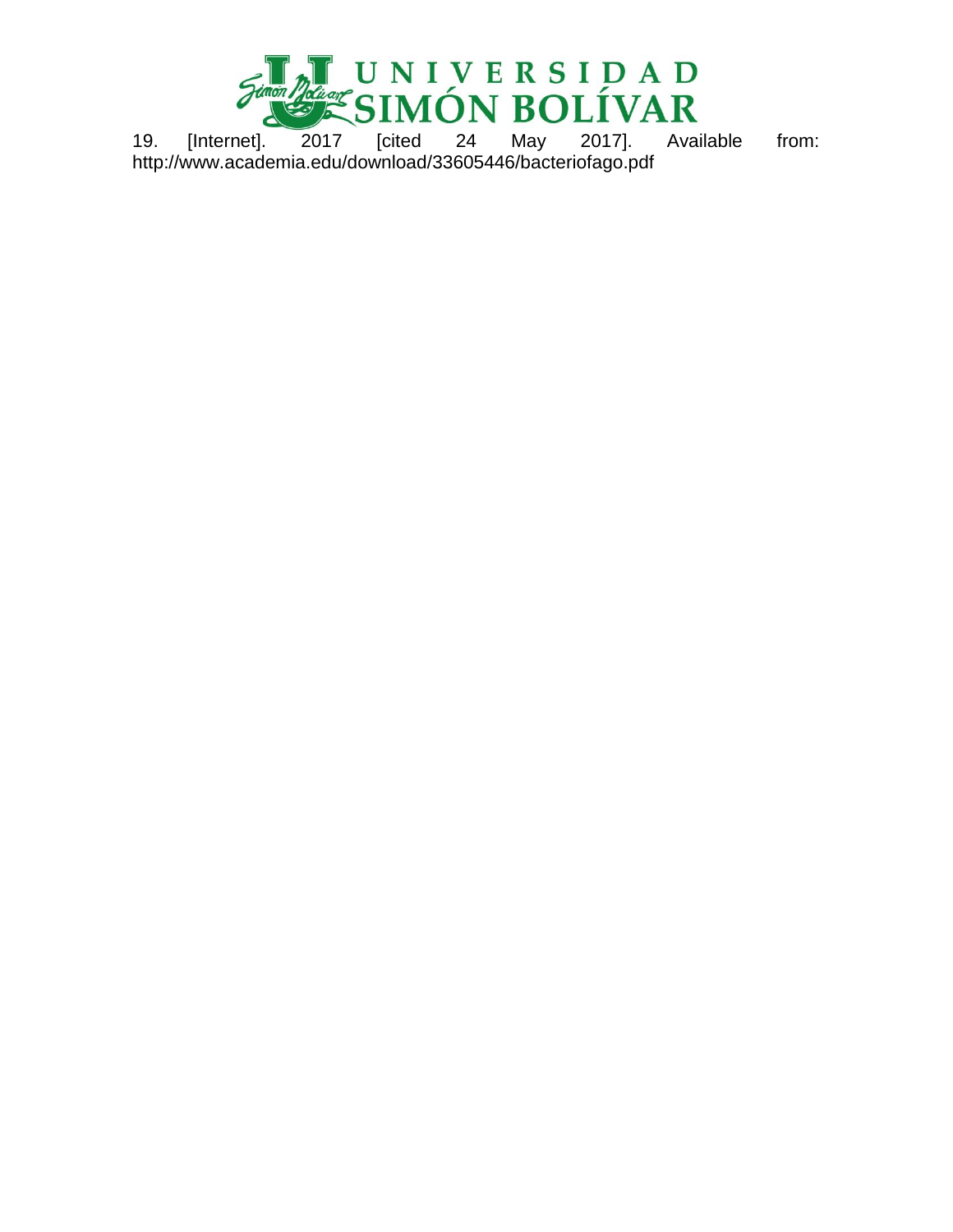19. [Internet]. 2017 [cited 24 May 2017]. Available from: http://www.academia.edu/download/33605446/bacteriofago.pdf